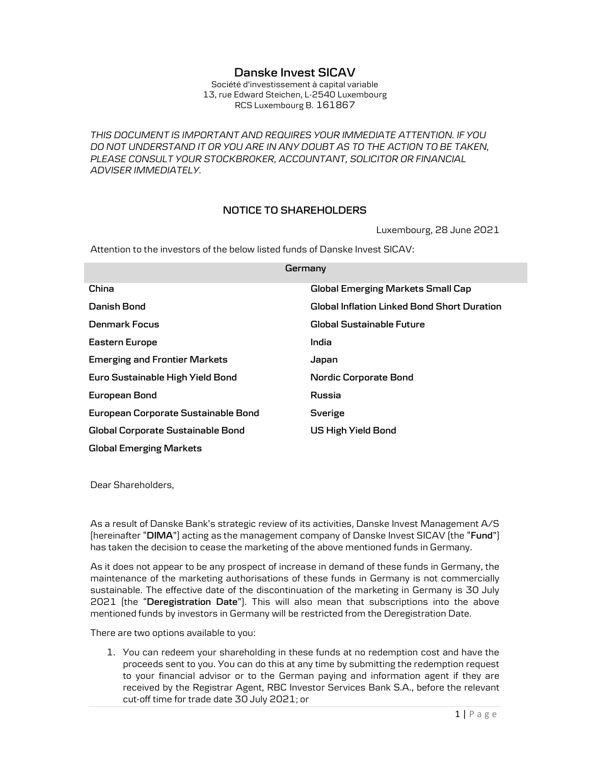# Danske Invest SICAV

Société d'investissement à capital variable
13, rue Edward Steichen, L-2540 Luxembourg
RCS Luxembourg B. 161867

*THIS DOCUMENT IS IMPORTANT AND REQUIRES YOUR IMMEDIATE ATTENTION. IF YOU DO NOT UNDERSTAND IT OR YOU ARE IN ANY DOUBT AS TO THE ACTION TO BE TAKEN, PLEASE CONSULT YOUR STOCKBROKER, ACCOUNTANT, SOLICITOR OR FINANCIAL ADVISER IMMEDIATELY.*

## NOTICE TO SHAREHOLDERS

Luxembourg, 28 June 2021

Attention to the investors of the below listed funds of Danske Invest SICAV:

| Germany | |
|---|---|
| **China** | **Global Emerging Markets Small Cap** |
| **Danish Bond** | **Global Inflation Linked Bond Short Duration** |
| **Denmark Focus** | **Global Sustainable Future** |
| **Eastern Europe** | **India** |
| **Emerging and Frontier Markets** | **Japan** |
| **Euro Sustainable High Yield Bond** | **Nordic Corporate Bond** |
| **European Bond** | **Russia** |
| **European Corporate Sustainable Bond** | **Sverige** |
| **Global Corporate Sustainable Bond** | **US High Yield Bond** |
| **Global Emerging Markets** | |

Dear Shareholders,

As a result of Danske Bank's strategic review of its activities, Danske Invest Management A/S (hereinafter "**DIMA**") acting as the management company of Danske Invest SICAV (the "**Fund**") has taken the decision to cease the marketing of the above mentioned funds in Germany.

As it does not appear to be any prospect of increase in demand of these funds in Germany, the maintenance of the marketing authorisations of these funds in Germany is not commercially sustainable. The effective date of the discontinuation of the marketing in Germany is 30 July 2021 (the "**Deregistration Date**"). This will also mean that subscriptions into the above mentioned funds by investors in Germany will be restricted from the Deregistration Date.

There are two options available to you:

1. You can redeem your shareholding in these funds at no redemption cost and have the proceeds sent to you. You can do this at any time by submitting the redemption request to your financial advisor or to the German paying and information agent if they are received by the Registrar Agent, RBC Investor Services Bank S.A., before the relevant cut-off time for trade date 30 July 2021; or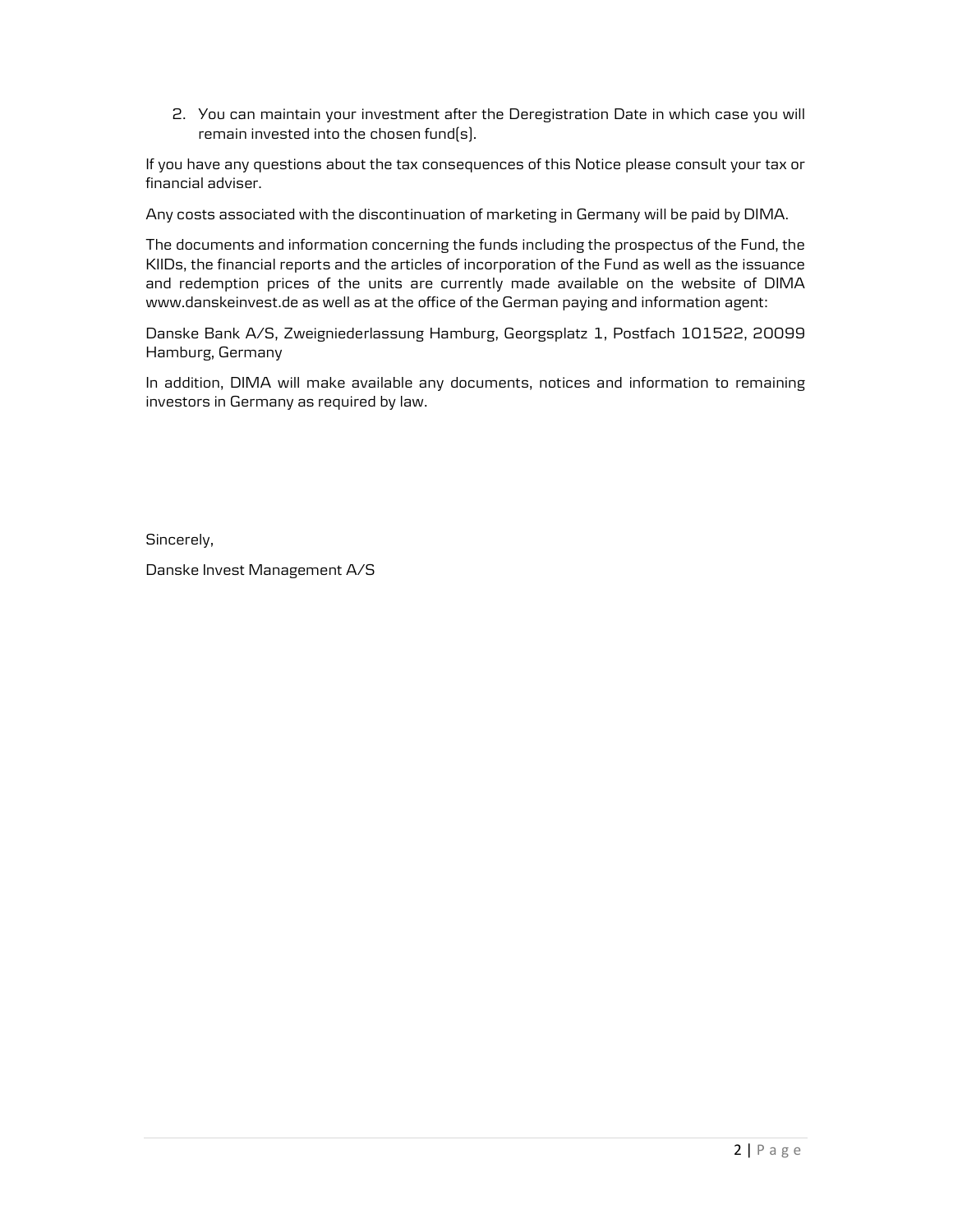2. You can maintain your investment after the Deregistration Date in which case you will remain invested into the chosen fund(s).

If you have any questions about the tax consequences of this Notice please consult your tax or financial adviser.

Any costs associated with the discontinuation of marketing in Germany will be paid by DIMA.

The documents and information concerning the funds including the prospectus of the Fund, the KIIDs, the financial reports and the articles of incorporation of the Fund as well as the issuance and redemption prices of the units are currently made available on the website of DIMA www.danskeinvest.de as well as at the office of the German paying and information agent:

Danske Bank A/S, Zweigniederlassung Hamburg, Georgsplatz 1, Postfach 101522, 20099 Hamburg, Germany

In addition, DIMA will make available any documents, notices and information to remaining investors in Germany as required by law.

Sincerely,

Danske Invest Management A/S